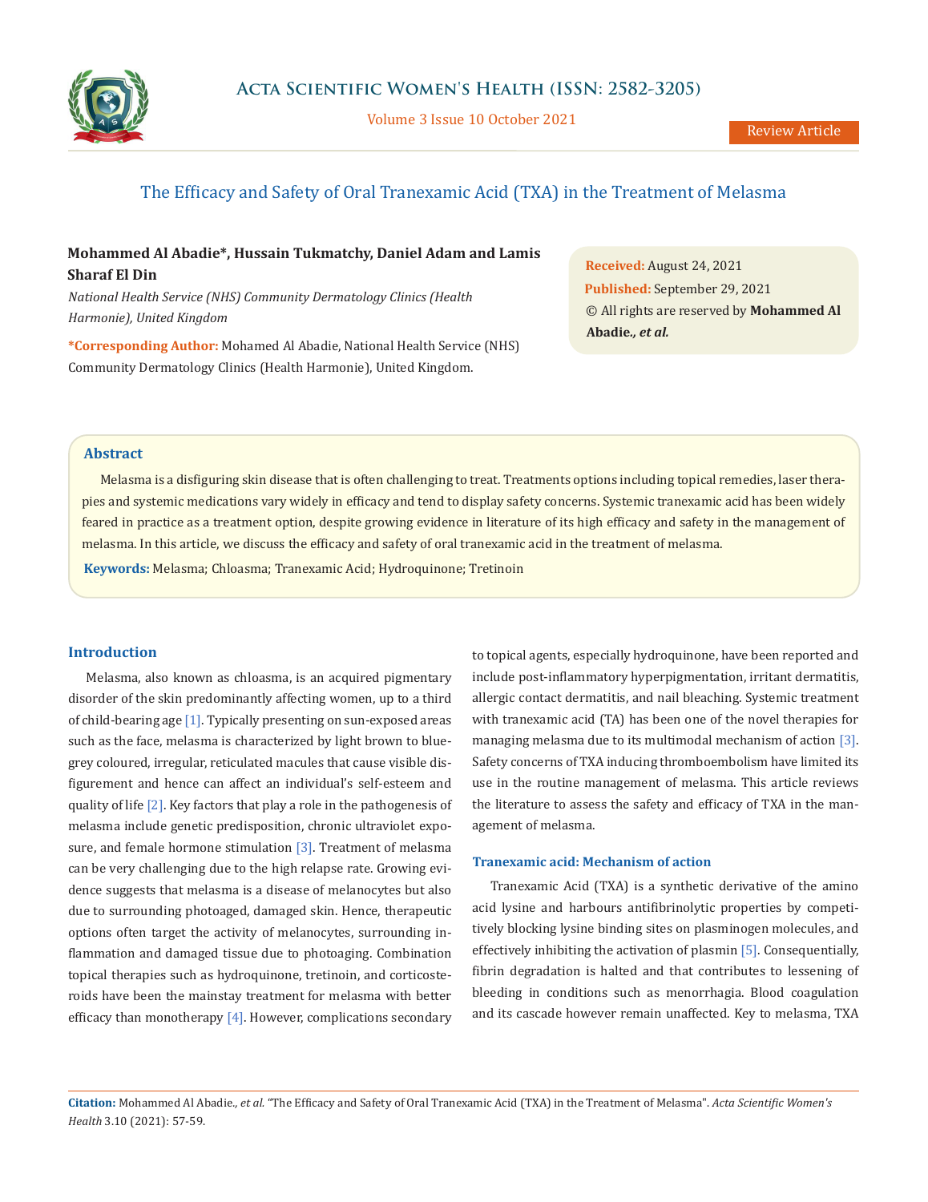Review Article

# The Efficacy and Safety of Oral Tranexamic Acid (TXA) in the Treatment of Melasma

**Mohammed Al Abadie\*, Hussain Tukmatchy, Daniel Adam and Lamis Sharaf El Din**

*National Health Service (NHS) Community Dermatology Clinics (Health Harmonie), United Kingdom*

**\*Corresponding Author:** Mohamed Al Abadie, National Health Service (NHS) Community Dermatology Clinics (Health Harmonie), United Kingdom.

**Received:** August 24, 2021
**Published:** September 29, 2021
© All rights are reserved by **Mohammed Al Abadie*., et al.***

## Abstract

Melasma is a disfiguring skin disease that is often challenging to treat. Treatments options including topical remedies, laser therapies and systemic medications vary widely in efficacy and tend to display safety concerns. Systemic tranexamic acid has been widely feared in practice as a treatment option, despite growing evidence in literature of its high efficacy and safety in the management of melasma. In this article, we discuss the efficacy and safety of oral tranexamic acid in the treatment of melasma.

**Keywords:** Melasma; Chloasma; Tranexamic Acid; Hydroquinone; Tretinoin

## Introduction

Melasma, also known as chloasma, is an acquired pigmentary disorder of the skin predominantly affecting women, up to a third of child-bearing age [1]. Typically presenting on sun-exposed areas such as the face, melasma is characterized by light brown to blue-grey coloured, irregular, reticulated macules that cause visible disfigurement and hence can affect an individual's self-esteem and quality of life [2]. Key factors that play a role in the pathogenesis of melasma include genetic predisposition, chronic ultraviolet exposure, and female hormone stimulation [3]. Treatment of melasma can be very challenging due to the high relapse rate. Growing evidence suggests that melasma is a disease of melanocytes but also due to surrounding photoaged, damaged skin. Hence, therapeutic options often target the activity of melanocytes, surrounding inflammation and damaged tissue due to photoaging. Combination topical therapies such as hydroquinone, tretinoin, and corticosteroids have been the mainstay treatment for melasma with better efficacy than monotherapy [4]. However, complications secondary to topical agents, especially hydroquinone, have been reported and include post-inflammatory hyperpigmentation, irritant dermatitis, allergic contact dermatitis, and nail bleaching. Systemic treatment with tranexamic acid (TA) has been one of the novel therapies for managing melasma due to its multimodal mechanism of action [3]. Safety concerns of TXA inducing thromboembolism have limited its use in the routine management of melasma. This article reviews the literature to assess the safety and efficacy of TXA in the management of melasma.

### Tranexamic acid: Mechanism of action

Tranexamic Acid (TXA) is a synthetic derivative of the amino acid lysine and harbours antifibrinolytic properties by competitively blocking lysine binding sites on plasminogen molecules, and effectively inhibiting the activation of plasmin [5]. Consequentially, fibrin degradation is halted and that contributes to lessening of bleeding in conditions such as menorrhagia. Blood coagulation and its cascade however remain unaffected. Key to melasma, TXA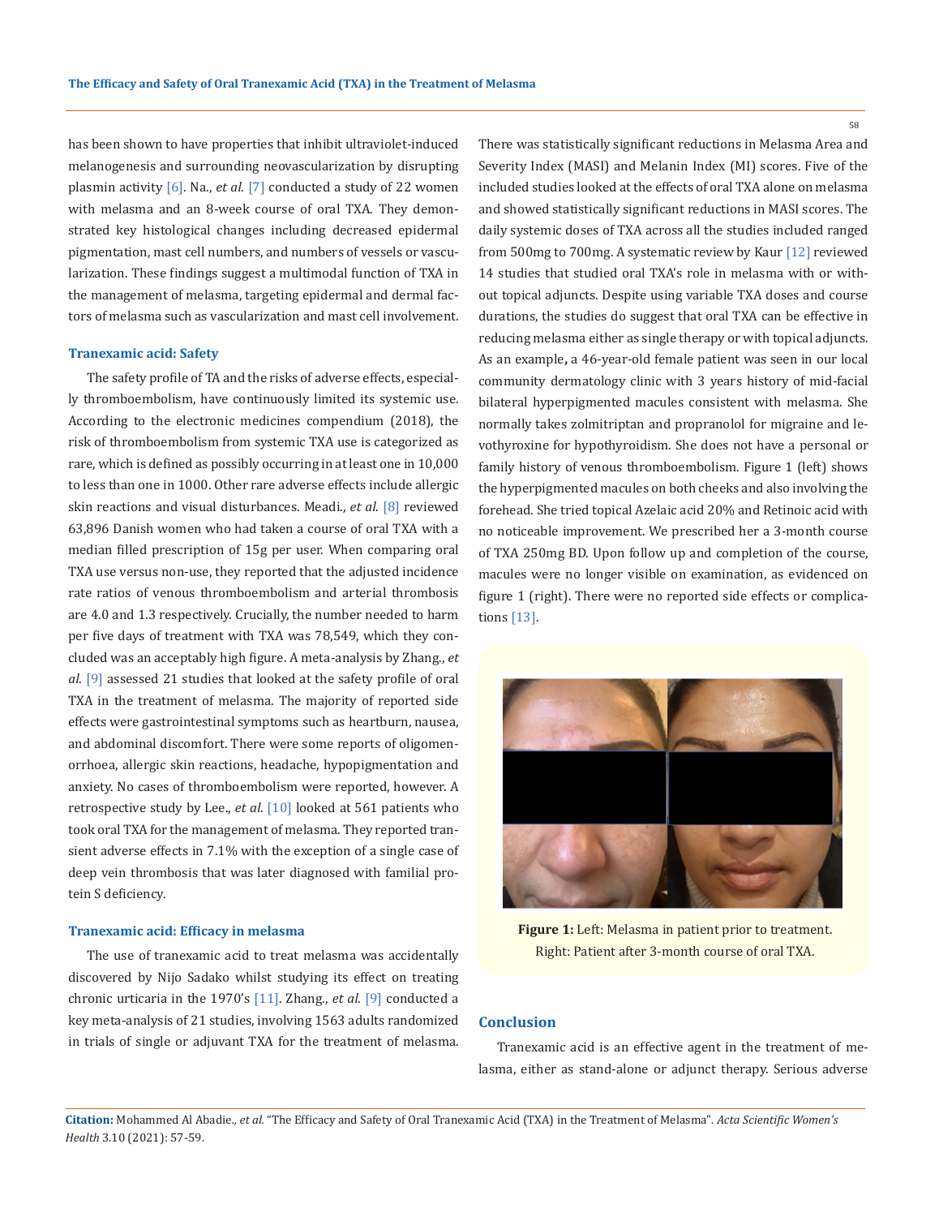has been shown to have properties that inhibit ultraviolet-induced melanogenesis and surrounding neovascularization by disrupting plasmin activity [6]. Na., *et al*. [7] conducted a study of 22 women with melasma and an 8-week course of oral TXA. They demonstrated key histological changes including decreased epidermal pigmentation, mast cell numbers, and numbers of vessels or vascularization. These findings suggest a multimodal function of TXA in the management of melasma, targeting epidermal and dermal factors of melasma such as vascularization and mast cell involvement.

### Tranexamic acid: Safety

The safety profile of TA and the risks of adverse effects, especially thromboembolism, have continuously limited its systemic use. According to the electronic medicines compendium (2018), the risk of thromboembolism from systemic TXA use is categorized as rare, which is defined as possibly occurring in at least one in 10,000 to less than one in 1000. Other rare adverse effects include allergic skin reactions and visual disturbances. Meadi., *et al*. [8] reviewed 63,896 Danish women who had taken a course of oral TXA with a median filled prescription of 15g per user. When comparing oral TXA use versus non-use, they reported that the adjusted incidence rate ratios of venous thromboembolism and arterial thrombosis are 4.0 and 1.3 respectively. Crucially, the number needed to harm per five days of treatment with TXA was 78,549, which they concluded was an acceptably high figure. A meta-analysis by Zhang., *et al*. [9] assessed 21 studies that looked at the safety profile of oral TXA in the treatment of melasma. The majority of reported side effects were gastrointestinal symptoms such as heartburn, nausea, and abdominal discomfort. There were some reports of oligomenorrhoea, allergic skin reactions, headache, hypopigmentation and anxiety. No cases of thromboembolism were reported, however. A retrospective study by Lee., *et al*. [10] looked at 561 patients who took oral TXA for the management of melasma. They reported transient adverse effects in 7.1% with the exception of a single case of deep vein thrombosis that was later diagnosed with familial protein S deficiency.

### Tranexamic acid: Efficacy in melasma

The use of tranexamic acid to treat melasma was accidentally discovered by Nijo Sadako whilst studying its effect on treating chronic urticaria in the 1970's [11]. Zhang., *et al*. [9] conducted a key meta-analysis of 21 studies, involving 1563 adults randomized in trials of single or adjuvant TXA for the treatment of melasma. There was statistically significant reductions in Melasma Area and Severity Index (MASI) and Melanin Index (MI) scores. Five of the included studies looked at the effects of oral TXA alone on melasma and showed statistically significant reductions in MASI scores. The daily systemic doses of TXA across all the studies included ranged from 500mg to 700mg. A systematic review by Kaur [12] reviewed 14 studies that studied oral TXA's role in melasma with or without topical adjuncts. Despite using variable TXA doses and course durations, the studies do suggest that oral TXA can be effective in reducing melasma either as single therapy or with topical adjuncts. As an example**,** a 46-year-old female patient was seen in our local community dermatology clinic with 3 years history of mid-facial bilateral hyperpigmented macules consistent with melasma. She normally takes zolmitriptan and propranolol for migraine and levothyroxine for hypothyroidism. She does not have a personal or family history of venous thromboembolism. Figure 1 (left) shows the hyperpigmented macules on both cheeks and also involving the forehead. She tried topical Azelaic acid 20% and Retinoic acid with no noticeable improvement. We prescribed her a 3-month course of TXA 250mg BD. Upon follow up and completion of the course, macules were no longer visible on examination, as evidenced on figure 1 (right). There were no reported side effects or complications [13].

**Figure 1:** Left: Melasma in patient prior to treatment. Right: Patient after 3-month course of oral TXA.

## Conclusion

Tranexamic acid is an effective agent in the treatment of melasma, either as stand-alone or adjunct therapy. Serious adverse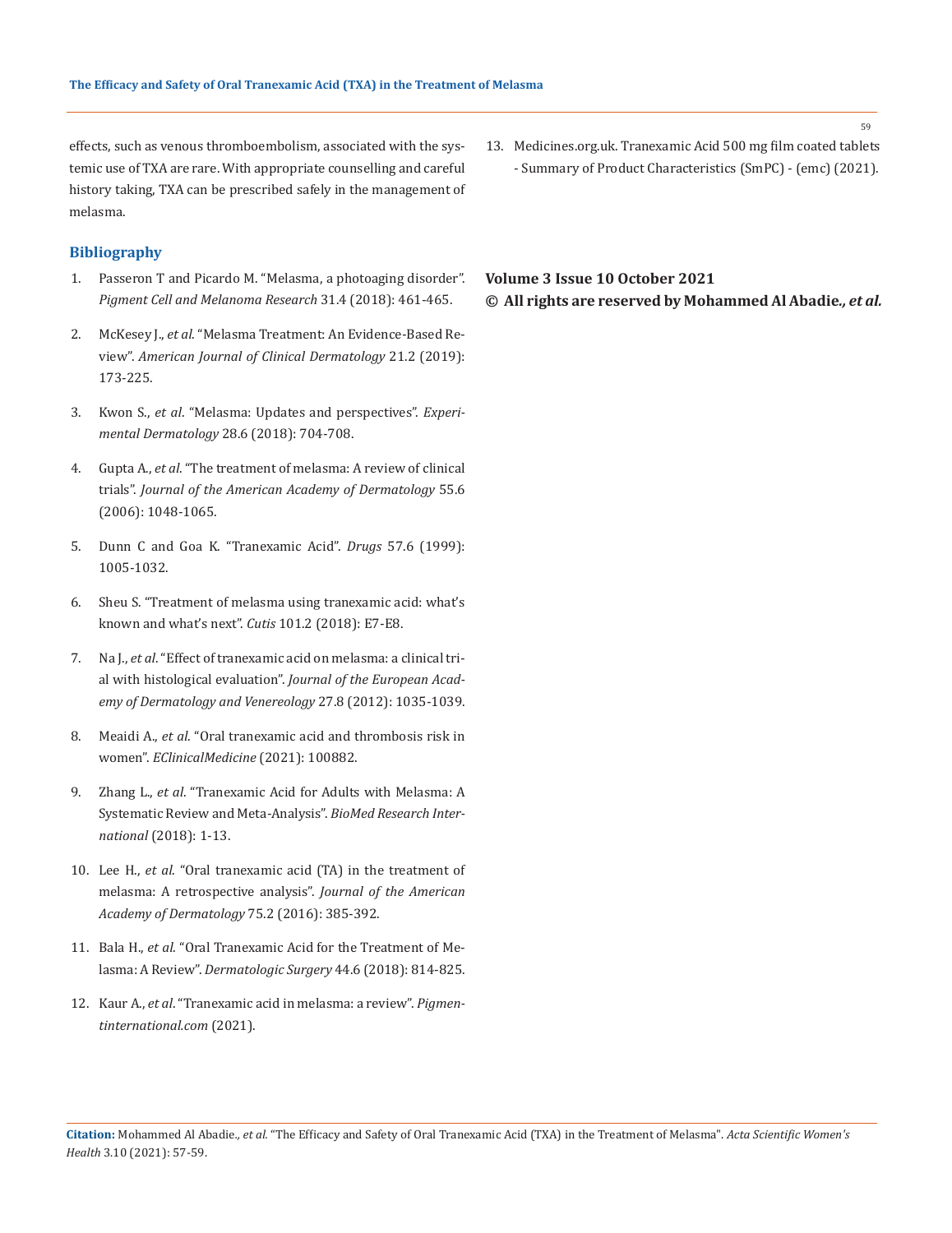effects, such as venous thromboembolism, associated with the systemic use of TXA are rare. With appropriate counselling and careful history taking, TXA can be prescribed safely in the management of melasma.

## Bibliography

1. Passeron T and Picardo M. "Melasma, a photoaging disorder". *Pigment Cell and Melanoma Research* 31.4 (2018): 461-465.
2. McKesey J., *et al*. "Melasma Treatment: An Evidence-Based Review". *American Journal of Clinical Dermatology* 21.2 (2019): 173-225.
3. Kwon S., *et al*. "Melasma: Updates and perspectives". *Experimental Dermatology* 28.6 (2018): 704-708.
4. Gupta A., *et al*. "The treatment of melasma: A review of clinical trials". *Journal of the American Academy of Dermatology* 55.6 (2006): 1048-1065.
5. Dunn C and Goa K. "Tranexamic Acid". *Drugs* 57.6 (1999): 1005-1032.
6. Sheu S. "Treatment of melasma using tranexamic acid: what's known and what's next". *Cutis* 101.2 (2018): E7-E8.
7. Na J., *et al*. "Effect of tranexamic acid on melasma: a clinical trial with histological evaluation". *Journal of the European Academy of Dermatology and Venereology* 27.8 (2012): 1035-1039.
8. Meaidi A., *et al*. "Oral tranexamic acid and thrombosis risk in women". *EClinicalMedicine* (2021): 100882.
9. Zhang L., *et al*. "Tranexamic Acid for Adults with Melasma: A Systematic Review and Meta-Analysis". *BioMed Research International* (2018): 1-13.
10. Lee H., *et al*. "Oral tranexamic acid (TA) in the treatment of melasma: A retrospective analysis". *Journal of the American Academy of Dermatology* 75.2 (2016): 385-392.
11. Bala H., *et al*. "Oral Tranexamic Acid for the Treatment of Melasma: A Review". *Dermatologic Surgery* 44.6 (2018): 814-825.
12. Kaur A., *et al*. "Tranexamic acid in melasma: a review". *Pigmentinternational.com* (2021).
13. Medicines.org.uk. Tranexamic Acid 500 mg film coated tablets - Summary of Product Characteristics (SmPC) - (emc) (2021).

**© All rights are reserved by Mohammed Al Abadie., *et al.***